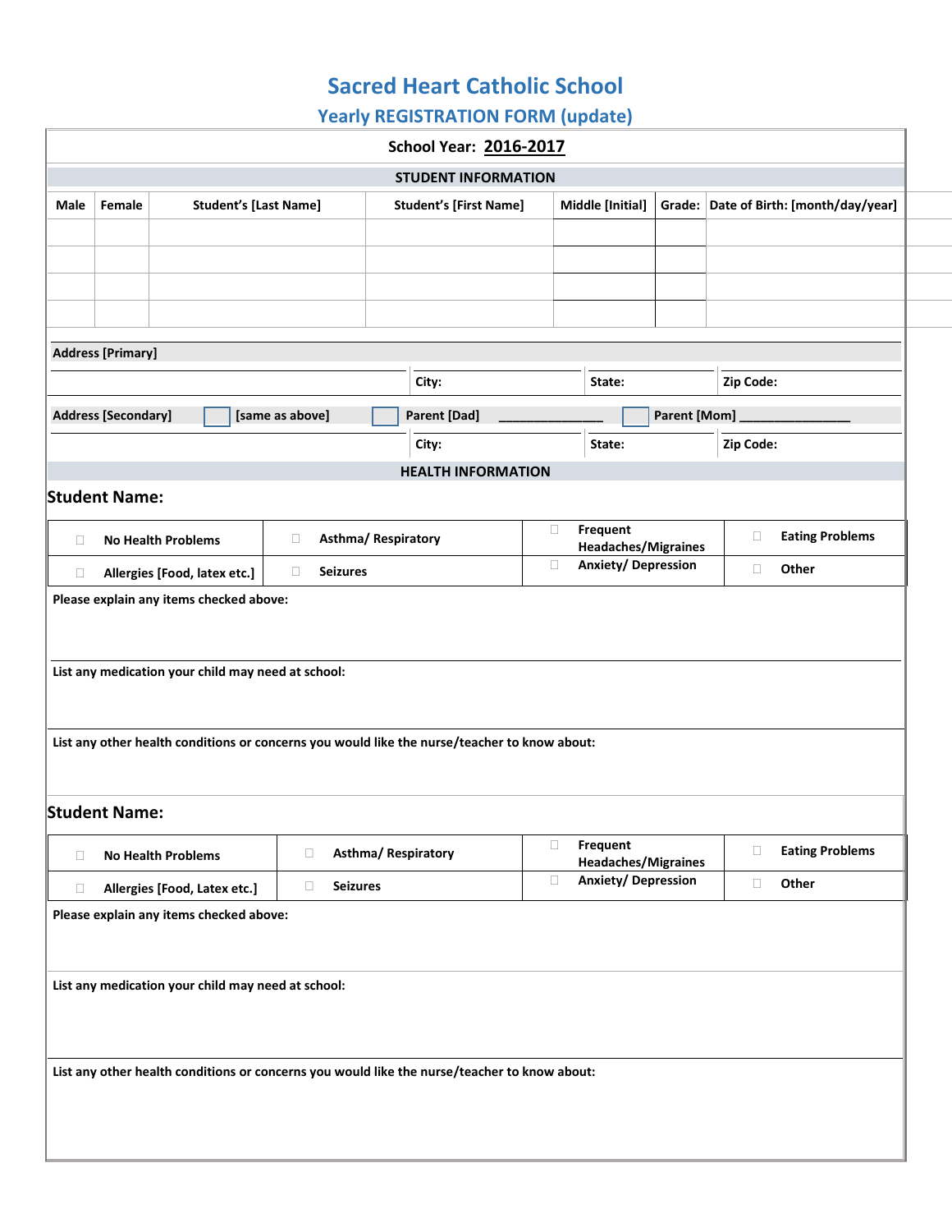# Sacred Heart Catholic School

## Yearly REGISTRATION FORM (update)

**School Year: 2016-2017**

### STUDENT INFORMATION

| Male | Female | Student's [Last Name] | Student's [First Name] | Middle [Initial] | Grade: | Date of Birth: [month/day/year] |
|---|---|---|---|---|---|---|
| | | | | | | |
| | | | | | | |
| | | | | | | |
| | | | | | | |

**Address [Primary]**

| | City: | State: | Zip Code: |
|---|---|---|---|

**Address [Secondary]** ☐ **[same as above]** ☐ **Parent [Dad]** ______________ ☐ **Parent [Mom]** ______________

| | City: | State: | Zip Code: |
|---|---|---|---|

### HEALTH INFORMATION

**Student Name:**

| | | | |
|---|---|---|---|
| ☐ **No Health Problems** | ☐ **Asthma/ Respiratory** | ☐ **Frequent Headaches/Migraines** | ☐ **Eating Problems** |
| ☐ **Allergies [Food, latex etc.]** | ☐ **Seizures** | ☐ **Anxiety/ Depression** | ☐ **Other** |

**Please explain any items checked above:**

**List any medication your child may need at school:**

**List any other health conditions or concerns you would like the nurse/teacher to know about:**

**Student Name:**

| | | | |
|---|---|---|---|
| ☐ **No Health Problems** | ☐ **Asthma/ Respiratory** | ☐ **Frequent Headaches/Migraines** | ☐ **Eating Problems** |
| ☐ **Allergies [Food, Latex etc.]** | ☐ **Seizures** | ☐ **Anxiety/ Depression** | ☐ **Other** |

**Please explain any items checked above:**

**List any medication your child may need at school:**

**List any other health conditions or concerns you would like the nurse/teacher to know about:**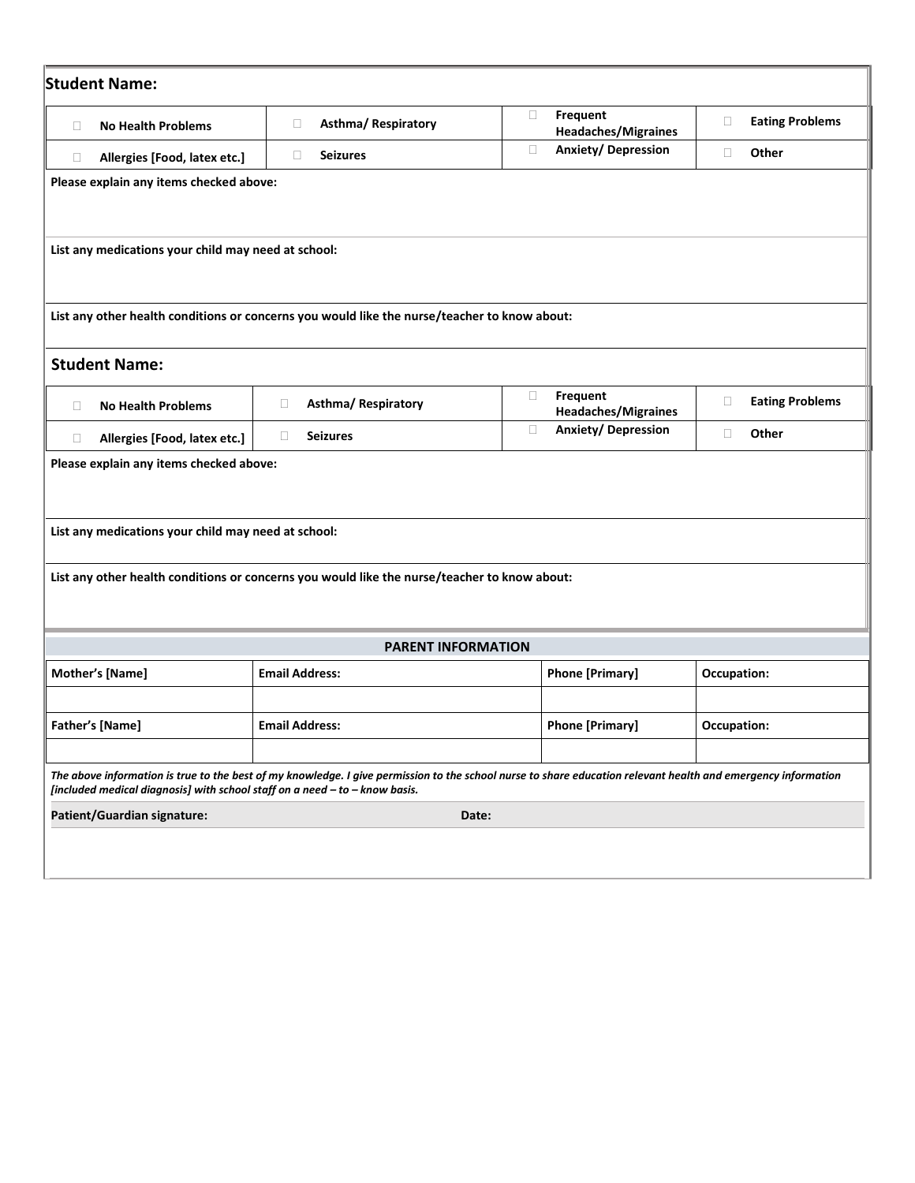**Student Name:**

| | | | |
|---|---|---|---|
| ☐ **No Health Problems** | ☐ **Asthma/ Respiratory** | ☐ **Frequent Headaches/Migraines** | ☐ **Eating Problems** |
| ☐ **Allergies [Food, latex etc.]** | ☐ **Seizures** | ☐ **Anxiety/ Depression** | ☐ **Other** |

**Please explain any items checked above:**

**List any medications your child may need at school:**

**List any other health conditions or concerns you would like the nurse/teacher to know about:**

**Student Name:**

| | | | |
|---|---|---|---|
| ☐ **No Health Problems** | ☐ **Asthma/ Respiratory** | ☐ **Frequent Headaches/Migraines** | ☐ **Eating Problems** |
| ☐ **Allergies [Food, latex etc.]** | ☐ **Seizures** | ☐ **Anxiety/ Depression** | ☐ **Other** |

**Please explain any items checked above:**

**List any medications your child may need at school:**

**List any other health conditions or concerns you would like the nurse/teacher to know about:**

**PARENT INFORMATION**

| **Mother's [Name]** | **Email Address:** | **Phone [Primary]** | **Occupation:** |
|---|---|---|---|
| | | | |
| **Father's [Name]** | **Email Address:** | **Phone [Primary]** | **Occupation:** |
| | | | |

***The above information is true to the best of my knowledge. I give permission to the school nurse to share education relevant health and emergency information [included medical diagnosis] with school staff on a need – to – know basis.***

**Patient/Guardian signature:** **Date:**